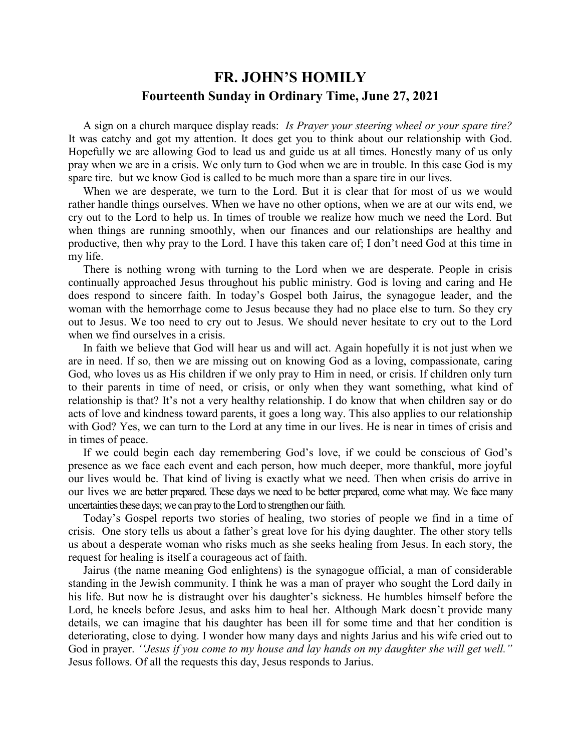# FR. JOHN'S HOMILY

## Fourteenth Sunday in Ordinary Time, June 27, 2021

A sign on a church marquee display reads: *Is Prayer your steering wheel or your spare tire?* It was catchy and got my attention. It does get you to think about our relationship with God. Hopefully we are allowing God to lead us and guide us at all times. Honestly many of us only pray when we are in a crisis. We only turn to God when we are in trouble. In this case God is my spare tire. but we know God is called to be much more than a spare tire in our lives.

When we are desperate, we turn to the Lord. But it is clear that for most of us we would rather handle things ourselves. When we have no other options, when we are at our wits end, we cry out to the Lord to help us. In times of trouble we realize how much we need the Lord. But when things are running smoothly, when our finances and our relationships are healthy and productive, then why pray to the Lord. I have this taken care of; I don't need God at this time in my life.

There is nothing wrong with turning to the Lord when we are desperate. People in crisis continually approached Jesus throughout his public ministry. God is loving and caring and He does respond to sincere faith. In today's Gospel both Jairus, the synagogue leader, and the woman with the hemorrhage come to Jesus because they had no place else to turn. So they cry out to Jesus. We too need to cry out to Jesus. We should never hesitate to cry out to the Lord when we find ourselves in a crisis.

In faith we believe that God will hear us and will act. Again hopefully it is not just when we are in need. If so, then we are missing out on knowing God as a loving, compassionate, caring God, who loves us as His children if we only pray to Him in need, or crisis. If children only turn to their parents in time of need, or crisis, or only when they want something, what kind of relationship is that? It's not a very healthy relationship. I do know that when children say or do acts of love and kindness toward parents, it goes a long way. This also applies to our relationship with God? Yes, we can turn to the Lord at any time in our lives. He is near in times of crisis and in times of peace.

If we could begin each day remembering God's love, if we could be conscious of God's presence as we face each event and each person, how much deeper, more thankful, more joyful our lives would be. That kind of living is exactly what we need. Then when crisis do arrive in our lives we are better prepared. These days we need to be better prepared, come what may. We face many uncertainties these days; we can pray to the Lord to strengthen our faith.

Today's Gospel reports two stories of healing, two stories of people we find in a time of crisis. One story tells us about a father's great love for his dying daughter. The other story tells us about a desperate woman who risks much as she seeks healing from Jesus. In each story, the request for healing is itself a courageous act of faith.

Jairus (the name meaning God enlightens) is the synagogue official, a man of considerable standing in the Jewish community. I think he was a man of prayer who sought the Lord daily in his life. But now he is distraught over his daughter's sickness. He humbles himself before the Lord, he kneels before Jesus, and asks him to heal her. Although Mark doesn't provide many details, we can imagine that his daughter has been ill for some time and that her condition is deteriorating, close to dying. I wonder how many days and nights Jarius and his wife cried out to God in prayer. *''Jesus if you come to my house and lay hands on my daughter she will get well."* Jesus follows. Of all the requests this day, Jesus responds to Jarius.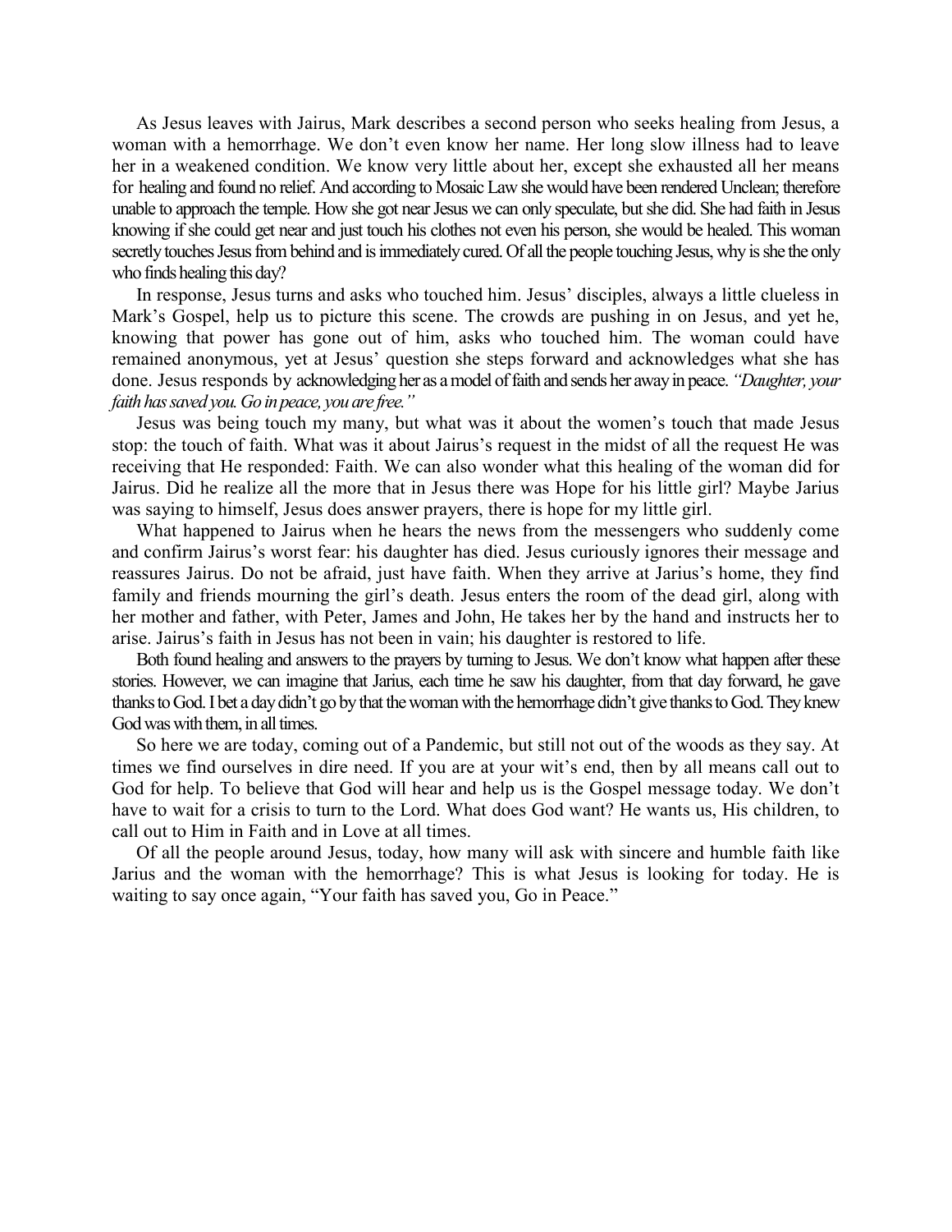As Jesus leaves with Jairus, Mark describes a second person who seeks healing from Jesus, a woman with a hemorrhage. We don't even know her name. Her long slow illness had to leave her in a weakened condition. We know very little about her, except she exhausted all her means for healing and found no relief. And according to Mosaic Law she would have been rendered Unclean; therefore unable to approach the temple. How she got near Jesus we can only speculate, but she did. She had faith in Jesus knowing if she could get near and just touch his clothes not even his person, she would be healed. This woman secretly touches Jesus from behind and is immediately cured. Of all the people touching Jesus, why is she the only who finds healing this day?

In response, Jesus turns and asks who touched him. Jesus' disciples, always a little clueless in Mark's Gospel, help us to picture this scene. The crowds are pushing in on Jesus, and yet he, knowing that power has gone out of him, asks who touched him. The woman could have remained anonymous, yet at Jesus' question she steps forward and acknowledges what she has done. Jesus responds by acknowledging her as a model of faith and sends her away in peace. *"Daughter, your faith has saved you. Go in peace, you are free."*

Jesus was being touch my many, but what was it about the women's touch that made Jesus stop: the touch of faith. What was it about Jairus's request in the midst of all the request He was receiving that He responded: Faith. We can also wonder what this healing of the woman did for Jairus. Did he realize all the more that in Jesus there was Hope for his little girl? Maybe Jarius was saying to himself, Jesus does answer prayers, there is hope for my little girl.

What happened to Jairus when he hears the news from the messengers who suddenly come and confirm Jairus's worst fear: his daughter has died. Jesus curiously ignores their message and reassures Jairus. Do not be afraid, just have faith. When they arrive at Jarius's home, they find family and friends mourning the girl's death. Jesus enters the room of the dead girl, along with her mother and father, with Peter, James and John, He takes her by the hand and instructs her to arise. Jairus's faith in Jesus has not been in vain; his daughter is restored to life.

Both found healing and answers to the prayers by turning to Jesus. We don't know what happen after these stories. However, we can imagine that Jarius, each time he saw his daughter, from that day forward, he gave thanks to God. I bet a day didn't go by that the woman with the hemorrhage didn't give thanks to God. They knew God was with them, in all times.

So here we are today, coming out of a Pandemic, but still not out of the woods as they say. At times we find ourselves in dire need. If you are at your wit's end, then by all means call out to God for help. To believe that God will hear and help us is the Gospel message today. We don't have to wait for a crisis to turn to the Lord. What does God want? He wants us, His children, to call out to Him in Faith and in Love at all times.

Of all the people around Jesus, today, how many will ask with sincere and humble faith like Jarius and the woman with the hemorrhage? This is what Jesus is looking for today. He is waiting to say once again, "Your faith has saved you, Go in Peace."